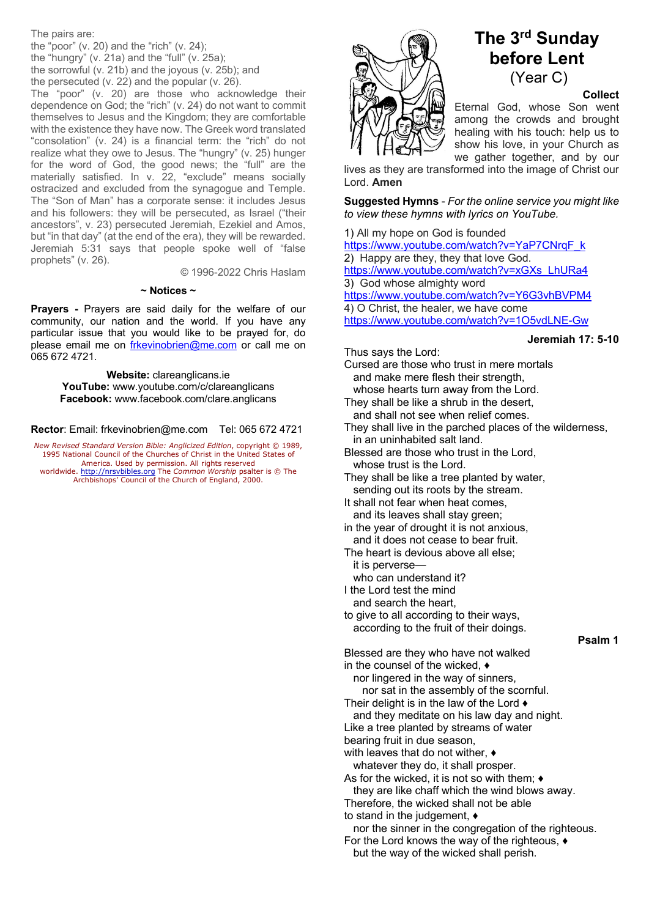The pairs are:
the "poor" (v. 20) and the "rich" (v. 24);
the "hungry" (v. 21a) and the "full" (v. 25a);
the sorrowful (v. 21b) and the joyous (v. 25b); and
the persecuted (v. 22) and the popular (v. 26).

The "poor" (v. 20) are those who acknowledge their dependence on God; the "rich" (v. 24) do not want to commit themselves to Jesus and the Kingdom; they are comfortable with the existence they have now. The Greek word translated "consolation" (v. 24) is a financial term: the "rich" do not realize what they owe to Jesus. The "hungry" (v. 25) hunger for the word of God, the good news; the "full" are the materially satisfied. In v. 22, "exclude" means socially ostracized and excluded from the synagogue and Temple. The "Son of Man" has a corporate sense: it includes Jesus and his followers: they will be persecuted, as Israel ("their ancestors", v. 23) persecuted Jeremiah, Ezekiel and Amos, but "in that day" (at the end of the era), they will be rewarded. Jeremiah 5:31 says that people spoke well of "false prophets" (v. 26).

© 1996-2022 Chris Haslam

**~ Notices ~**

**Prayers -** Prayers are said daily for the welfare of our community, our nation and the world. If you have any particular issue that you would like to be prayed for, do please email me on frkevinobrien@me.com or call me on 065 672 4721.

**Website:** clareanglicans.ie
**YouTube:** www.youtube.com/c/clareanglicans
**Facebook:** www.facebook.com/clare.anglicans

**Rector**: Email: frkevinobrien@me.com Tel: 065 672 4721

*New Revised Standard Version Bible: Anglicized Edition*, copyright © 1989, 1995 National Council of the Churches of Christ in the United States of America. Used by permission. All rights reserved worldwide. http://nrsvbibles.org The *Common Worship* psalter is © The Archbishops' Council of the Church of England, 2000.

# The 3rd Sunday before Lent

## (Year C)

### Collect

Eternal God, whose Son went among the crowds and brought healing with his touch: help us to show his love, in your Church as we gather together, and by our lives as they are transformed into the image of Christ our Lord. **Amen**

**Suggested Hymns** - *For the online service you might like to view these hymns with lyrics on YouTube.*

1) All my hope on God is founded
https://www.youtube.com/watch?v=YaP7CNrqF_k
2) Happy are they, they that love God.
https://www.youtube.com/watch?v=xGXs_LhURa4
3) God whose almighty word
https://www.youtube.com/watch?v=Y6G3vhBVPM4
4) O Christ, the healer, we have come
https://www.youtube.com/watch?v=1O5vdLNE-Gw

### Jeremiah 17: 5-10

Thus says the Lord:
Cursed are those who trust in mere mortals
  and make mere flesh their strength,
  whose hearts turn away from the Lord.
They shall be like a shrub in the desert,
  and shall not see when relief comes.
They shall live in the parched places of the wilderness,
  in an uninhabited salt land.
Blessed are those who trust in the Lord,
  whose trust is the Lord.
They shall be like a tree planted by water,
  sending out its roots by the stream.
It shall not fear when heat comes,
  and its leaves shall stay green;
in the year of drought it is not anxious,
  and it does not cease to bear fruit.
The heart is devious above all else;
  it is perverse—
  who can understand it?
I the Lord test the mind
  and search the heart,
to give to all according to their ways,
  according to the fruit of their doings.

### Psalm 1

Blessed are they who have not walked
in the counsel of the wicked, ♦
  nor lingered in the way of sinners,
    nor sat in the assembly of the scornful.
Their delight is in the law of the Lord ♦
  and they meditate on his law day and night.
Like a tree planted by streams of water
bearing fruit in due season,
with leaves that do not wither, ♦
  whatever they do, it shall prosper.
As for the wicked, it is not so with them; ♦
  they are like chaff which the wind blows away.
Therefore, the wicked shall not be able
to stand in the judgement, ♦
  nor the sinner in the congregation of the righteous.
For the Lord knows the way of the righteous, ♦
  but the way of the wicked shall perish.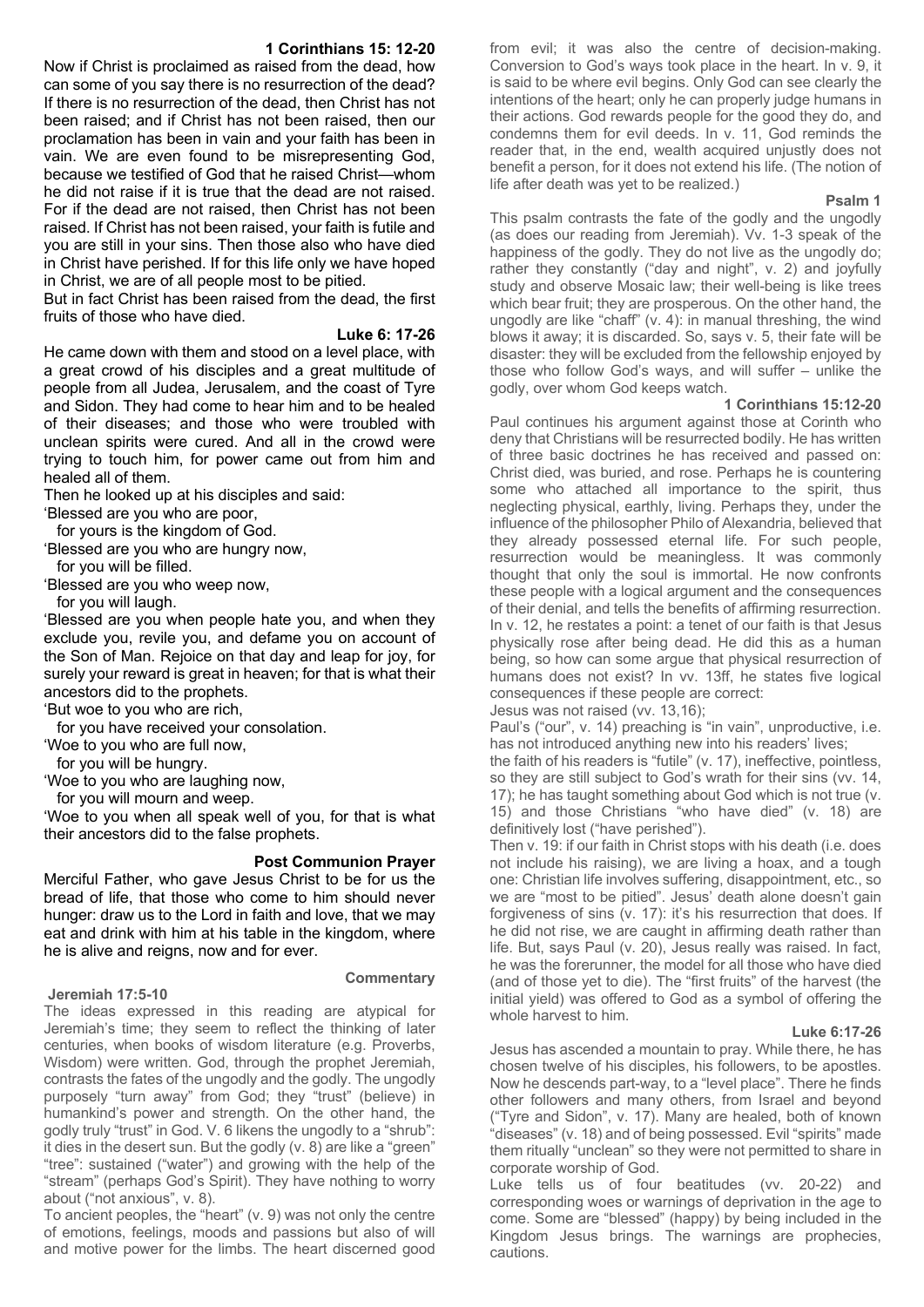## 1 Corinthians 15: 12-20

Now if Christ is proclaimed as raised from the dead, how can some of you say there is no resurrection of the dead? If there is no resurrection of the dead, then Christ has not been raised; and if Christ has not been raised, then our proclamation has been in vain and your faith has been in vain. We are even found to be misrepresenting God, because we testified of God that he raised Christ—whom he did not raise if it is true that the dead are not raised. For if the dead are not raised, then Christ has not been raised. If Christ has not been raised, your faith is futile and you are still in your sins. Then those also who have died in Christ have perished. If for this life only we have hoped in Christ, we are of all people most to be pitied.

But in fact Christ has been raised from the dead, the first fruits of those who have died.

## Luke 6: 17-26

He came down with them and stood on a level place, with a great crowd of his disciples and a great multitude of people from all Judea, Jerusalem, and the coast of Tyre and Sidon. They had come to hear him and to be healed of their diseases; and those who were troubled with unclean spirits were cured. And all in the crowd were trying to touch him, for power came out from him and healed all of them.

Then he looked up at his disciples and said:

'Blessed are you who are poor,
  for yours is the kingdom of God.
'Blessed are you who are hungry now,
  for you will be filled.
'Blessed are you who weep now,
  for you will laugh.
'Blessed are you when people hate you, and when they exclude you, revile you, and defame you on account of the Son of Man. Rejoice on that day and leap for joy, for surely your reward is great in heaven; for that is what their ancestors did to the prophets.
'But woe to you who are rich,
  for you have received your consolation.
'Woe to you who are full now,
  for you will be hungry.
'Woe to you who are laughing now,
  for you will mourn and weep.
'Woe to you when all speak well of you, for that is what their ancestors did to the false prophets.

## Post Communion Prayer

Merciful Father, who gave Jesus Christ to be for us the bread of life, that those who come to him should never hunger: draw us to the Lord in faith and love, that we may eat and drink with him at his table in the kingdom, where he is alive and reigns, now and for ever.

## Commentary

### Jeremiah 17:5-10

The ideas expressed in this reading are atypical for Jeremiah's time; they seem to reflect the thinking of later centuries, when books of wisdom literature (e.g. Proverbs, Wisdom) were written. God, through the prophet Jeremiah, contrasts the fates of the ungodly and the godly. The ungodly purposely "turn away" from God; they "trust" (believe) in humankind's power and strength. On the other hand, the godly truly "trust" in God. V. 6 likens the ungodly to a "shrub": it dies in the desert sun. But the godly (v. 8) are like a "green" "tree": sustained ("water") and growing with the help of the "stream" (perhaps God's Spirit). They have nothing to worry about ("not anxious", v. 8).

To ancient peoples, the "heart" (v. 9) was not only the centre of emotions, feelings, moods and passions but also of will and motive power for the limbs. The heart discerned good from evil; it was also the centre of decision-making. Conversion to God's ways took place in the heart. In v. 9, it is said to be where evil begins. Only God can see clearly the intentions of the heart; only he can properly judge humans in their actions. God rewards people for the good they do, and condemns them for evil deeds. In v. 11, God reminds the reader that, in the end, wealth acquired unjustly does not benefit a person, for it does not extend his life. (The notion of life after death was yet to be realized.)

### Psalm 1

This psalm contrasts the fate of the godly and the ungodly (as does our reading from Jeremiah). Vv. 1-3 speak of the happiness of the godly. They do not live as the ungodly do; rather they constantly ("day and night", v. 2) and joyfully study and observe Mosaic law; their well-being is like trees which bear fruit; they are prosperous. On the other hand, the ungodly are like "chaff" (v. 4): in manual threshing, the wind blows it away; it is discarded. So, says v. 5, their fate will be disaster: they will be excluded from the fellowship enjoyed by those who follow God's ways, and will suffer – unlike the godly, over whom God keeps watch.

### 1 Corinthians 15:12-20

Paul continues his argument against those at Corinth who deny that Christians will be resurrected bodily. He has written of three basic doctrines he has received and passed on: Christ died, was buried, and rose. Perhaps he is countering some who attached all importance to the spirit, thus neglecting physical, earthly, living. Perhaps they, under the influence of the philosopher Philo of Alexandria, believed that they already possessed eternal life. For such people, resurrection would be meaningless. It was commonly thought that only the soul is immortal. He now confronts these people with a logical argument and the consequences of their denial, and tells the benefits of affirming resurrection. In v. 12, he restates a point: a tenet of our faith is that Jesus physically rose after being dead. He did this as a human being, so how can some argue that physical resurrection of humans does not exist? In vv. 13ff, he states five logical consequences if these people are correct:

Jesus was not raised (vv. 13,16);

Paul's ("our", v. 14) preaching is "in vain", unproductive, i.e. has not introduced anything new into his readers' lives;

the faith of his readers is "futile" (v. 17), ineffective, pointless, so they are still subject to God's wrath for their sins (vv. 14, 17); he has taught something about God which is not true (v. 15) and those Christians "who have died" (v. 18) are definitively lost ("have perished").

Then v. 19: if our faith in Christ stops with his death (i.e. does not include his raising), we are living a hoax, and a tough one: Christian life involves suffering, disappointment, etc., so we are "most to be pitied". Jesus' death alone doesn't gain forgiveness of sins (v. 17): it's his resurrection that does. If he did not rise, we are caught in affirming death rather than life. But, says Paul (v. 20), Jesus really was raised. In fact, he was the forerunner, the model for all those who have died (and of those yet to die). The "first fruits" of the harvest (the initial yield) was offered to God as a symbol of offering the whole harvest to him.

### Luke 6:17-26

Jesus has ascended a mountain to pray. While there, he has chosen twelve of his disciples, his followers, to be apostles. Now he descends part-way, to a "level place". There he finds other followers and many others, from Israel and beyond ("Tyre and Sidon", v. 17). Many are healed, both of known "diseases" (v. 18) and of being possessed. Evil "spirits" made them ritually "unclean" so they were not permitted to share in corporate worship of God.

Luke tells us of four beatitudes (vv. 20-22) and corresponding woes or warnings of deprivation in the age to come. Some are "blessed" (happy) by being included in the Kingdom Jesus brings. The warnings are prophecies, cautions.